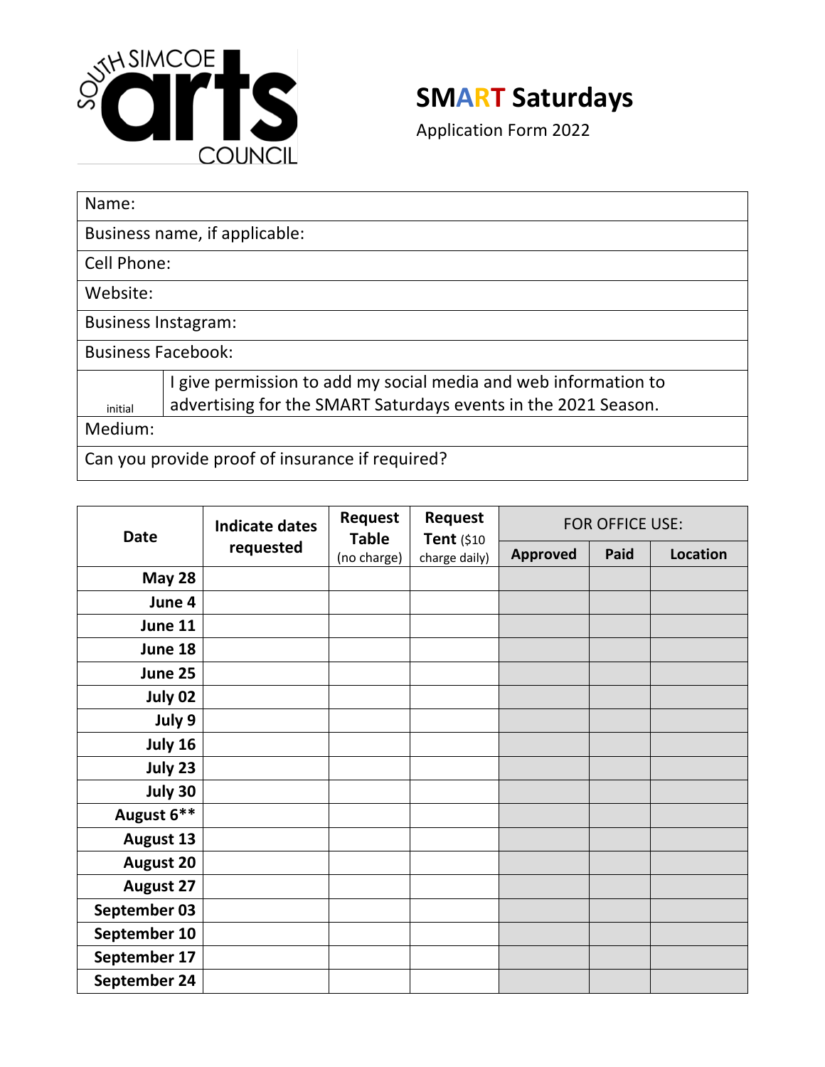SOUTH SIMCOE arts COUNCIL

# SMART Saturdays

Application Form 2022

| Name: | |
|---|---|
| Business name, if applicable: | |
| Cell Phone: | |
| Website: | |
| Business Instagram: | |
| Business Facebook: | |
| initial | I give permission to add my social media and web information to advertising for the SMART Saturdays events in the 2021 Season. |
| Medium: | |
| Can you provide proof of insurance if required? | |

| Date | Indicate dates requested | Request Table (no charge) | Request Tent ($10 charge daily) | FOR OFFICE USE: | | |
|---|---|---|---|---|---|---|
| | | | | Approved | Paid | Location |
| May 28 | | | | | | |
| June 4 | | | | | | |
| June 11 | | | | | | |
| June 18 | | | | | | |
| June 25 | | | | | | |
| July 02 | | | | | | |
| July 9 | | | | | | |
| July 16 | | | | | | |
| July 23 | | | | | | |
| July 30 | | | | | | |
| August 6** | | | | | | |
| August 13 | | | | | | |
| August 20 | | | | | | |
| August 27 | | | | | | |
| September 03 | | | | | | |
| September 10 | | | | | | |
| September 17 | | | | | | |
| September 24 | | | | | | |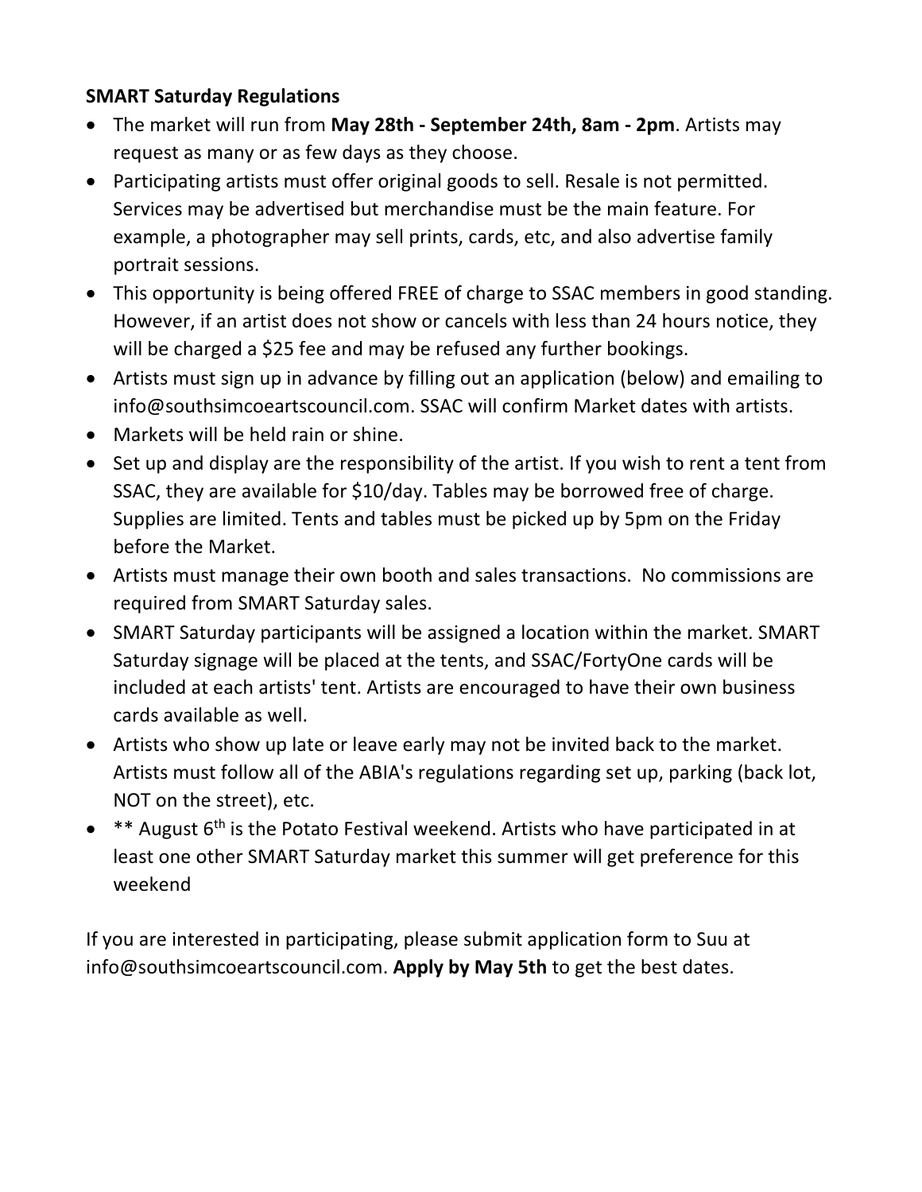**SMART Saturday Regulations**

- The market will run from **May 28th - September 24th, 8am - 2pm**. Artists may request as many or as few days as they choose.
- Participating artists must offer original goods to sell. Resale is not permitted. Services may be advertised but merchandise must be the main feature. For example, a photographer may sell prints, cards, etc, and also advertise family portrait sessions.
- This opportunity is being offered FREE of charge to SSAC members in good standing. However, if an artist does not show or cancels with less than 24 hours notice, they will be charged a $25 fee and may be refused any further bookings.
- Artists must sign up in advance by filling out an application (below) and emailing to info@southsimcoeartscouncil.com. SSAC will confirm Market dates with artists.
- Markets will be held rain or shine.
- Set up and display are the responsibility of the artist. If you wish to rent a tent from SSAC, they are available for $10/day. Tables may be borrowed free of charge. Supplies are limited. Tents and tables must be picked up by 5pm on the Friday before the Market.
- Artists must manage their own booth and sales transactions. No commissions are required from SMART Saturday sales.
- SMART Saturday participants will be assigned a location within the market. SMART Saturday signage will be placed at the tents, and SSAC/FortyOne cards will be included at each artists' tent. Artists are encouraged to have their own business cards available as well.
- Artists who show up late or leave early may not be invited back to the market. Artists must follow all of the ABIA's regulations regarding set up, parking (back lot, NOT on the street), etc.
- ** August 6th is the Potato Festival weekend. Artists who have participated in at least one other SMART Saturday market this summer will get preference for this weekend

If you are interested in participating, please submit application form to Suu at info@southsimcoeartscouncil.com. **Apply by May 5th** to get the best dates.